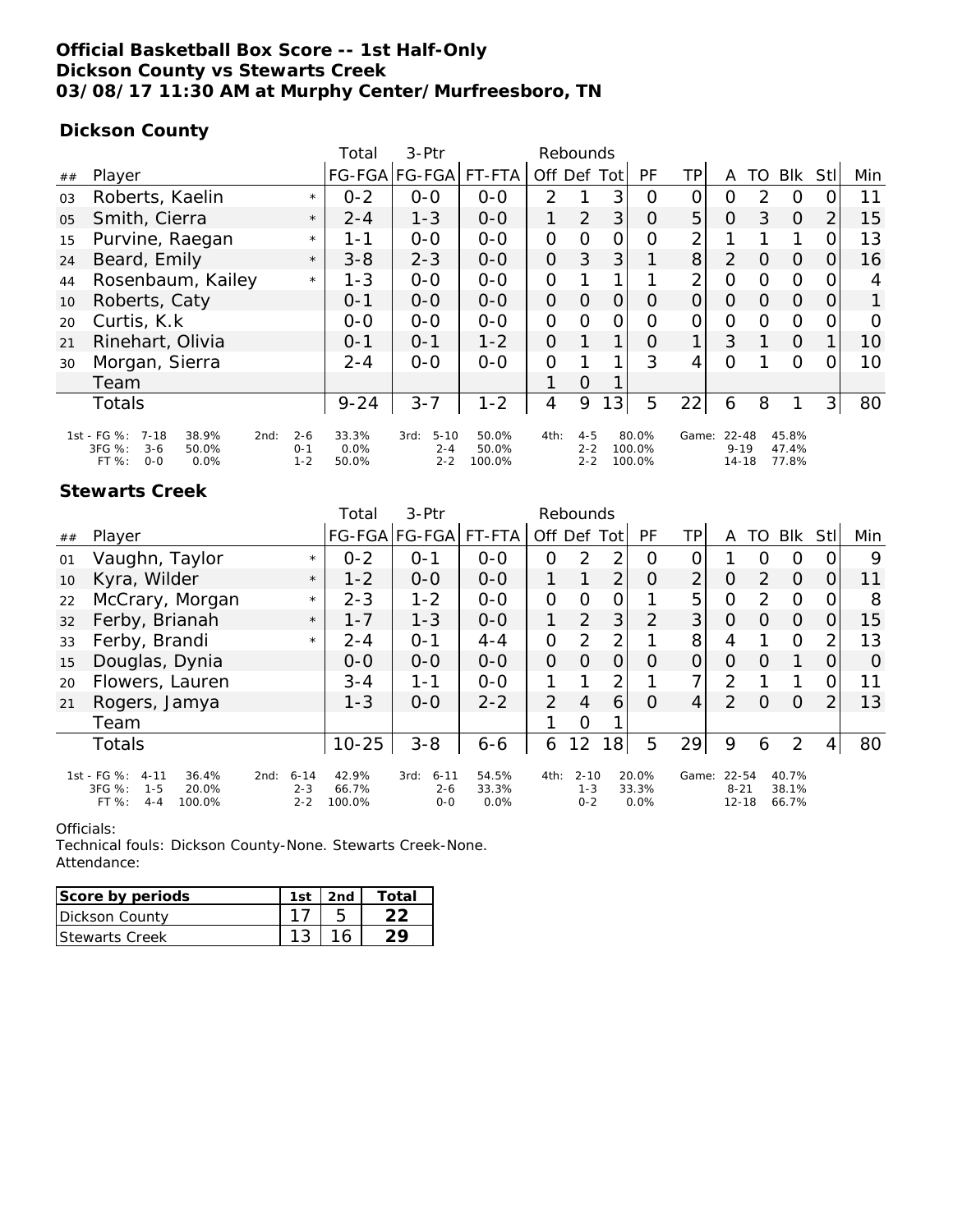**Official Basketball Box Score -- 1st Half-Only**
**Dickson County vs Stewarts Creek**
**03/08/17 11:30 AM at Murphy Center/Murfreesboro, TN**

## Dickson County

| ## | Player | | Total FG-FGA | 3-Ptr FG-FGA | FT-FTA | Rebounds Off | Def | Tot | PF | TP | A | TO | Blk | Stl | Min |
|---|---|---|---|---|---|---|---|---|---|---|---|---|---|---|---|
| 03 | Roberts, Kaelin | * | 0-2 | 0-0 | 0-0 | 2 | 1 | 3 | 0 | 0 | 0 | 2 | 0 | 0 | 11 |
| 05 | Smith, Cierra | * | 2-4 | 1-3 | 0-0 | 1 | 2 | 3 | 0 | 5 | 0 | 3 | 0 | 2 | 15 |
| 15 | Purvine, Raegan | * | 1-1 | 0-0 | 0-0 | 0 | 0 | 0 | 0 | 2 | 1 | 1 | 1 | 0 | 13 |
| 24 | Beard, Emily | * | 3-8 | 2-3 | 0-0 | 0 | 3 | 3 | 1 | 8 | 2 | 0 | 0 | 0 | 16 |
| 44 | Rosenbaum, Kailey | * | 1-3 | 0-0 | 0-0 | 0 | 1 | 1 | 1 | 2 | 0 | 0 | 0 | 0 | 4 |
| 10 | Roberts, Caty | | 0-1 | 0-0 | 0-0 | 0 | 0 | 0 | 0 | 0 | 0 | 0 | 0 | 0 | 1 |
| 20 | Curtis, K.k | | 0-0 | 0-0 | 0-0 | 0 | 0 | 0 | 0 | 0 | 0 | 0 | 0 | 0 | 0 |
| 21 | Rinehart, Olivia | | 0-1 | 0-1 | 1-2 | 0 | 1 | 1 | 0 | 1 | 3 | 1 | 0 | 1 | 10 |
| 30 | Morgan, Sierra | | 2-4 | 0-0 | 0-0 | 0 | 1 | 1 | 3 | 4 | 0 | 1 | 0 | 0 | 10 |
| | Team | | | | | 1 | 0 | 1 | | | | | | | |
| | Totals | | 9-24 | 3-7 | 1-2 | 4 | 9 | 13 | 5 | 22 | 6 | 8 | 1 | 3 | 80 |

| | | | | | | | | | | | |
|---|---|---|---|---|---|---|---|---|---|---|---|
| 1st - FG %: 7-18 | 38.9% | 2nd: 2-6 | 33.3% | 3rd: 5-10 | 50.0% | 4th: 4-5 | 80.0% | Game: 22-48 | 45.8% |
| 3FG %: 3-6 | 50.0% | 0-1 | 0.0% | 2-4 | 50.0% | 2-2 | 100.0% | 9-19 | 47.4% |
| FT %: 0-0 | 0.0% | 1-2 | 50.0% | 2-2 | 100.0% | 2-2 | 100.0% | 14-18 | 77.8% |

## Stewarts Creek

| ## | Player | | Total FG-FGA | 3-Ptr FG-FGA | FT-FTA | Rebounds Off | Def | Tot | PF | TP | A | TO | Blk | Stl | Min |
|---|---|---|---|---|---|---|---|---|---|---|---|---|---|---|---|
| 01 | Vaughn, Taylor | * | 0-2 | 0-1 | 0-0 | 0 | 2 | 2 | 0 | 0 | 1 | 0 | 0 | 0 | 9 |
| 10 | Kyra, Wilder | * | 1-2 | 0-0 | 0-0 | 1 | 1 | 2 | 0 | 2 | 0 | 2 | 0 | 0 | 11 |
| 22 | McCrary, Morgan | * | 2-3 | 1-2 | 0-0 | 0 | 0 | 0 | 1 | 5 | 0 | 2 | 0 | 0 | 8 |
| 32 | Ferby, Brianah | * | 1-7 | 1-3 | 0-0 | 1 | 2 | 3 | 2 | 3 | 0 | 0 | 0 | 0 | 15 |
| 33 | Ferby, Brandi | * | 2-4 | 0-1 | 4-4 | 0 | 2 | 2 | 1 | 8 | 4 | 1 | 0 | 2 | 13 |
| 15 | Douglas, Dynia | | 0-0 | 0-0 | 0-0 | 0 | 0 | 0 | 0 | 0 | 0 | 0 | 1 | 0 | 0 |
| 20 | Flowers, Lauren | | 3-4 | 1-1 | 0-0 | 1 | 1 | 2 | 1 | 7 | 2 | 1 | 1 | 0 | 11 |
| 21 | Rogers, Jamya | | 1-3 | 0-0 | 2-2 | 2 | 4 | 6 | 0 | 4 | 2 | 0 | 0 | 2 | 13 |
| | Team | | | | | 1 | 0 | 1 | | | | | | | |
| | Totals | | 10-25 | 3-8 | 6-6 | 6 | 12 | 18 | 5 | 29 | 9 | 6 | 2 | 4 | 80 |

| | | | | | | | | | |
|---|---|---|---|---|---|---|---|---|---|
| 1st - FG %: 4-11 | 36.4% | 2nd: 6-14 | 42.9% | 3rd: 6-11 | 54.5% | 4th: 2-10 | 20.0% | Game: 22-54 | 40.7% |
| 3FG %: 1-5 | 20.0% | 2-3 | 66.7% | 2-6 | 33.3% | 1-3 | 33.3% | 8-21 | 38.1% |
| FT %: 4-4 | 100.0% | 2-2 | 100.0% | 0-0 | 0.0% | 0-2 | 0.0% | 12-18 | 66.7% |

Officials:
Technical fouls: Dickson County-None. Stewarts Creek-None.
Attendance:

| Score by periods | 1st | 2nd | Total |
|---|---|---|---|
| Dickson County | 17 | 5 | 22 |
| Stewarts Creek | 13 | 16 | 29 |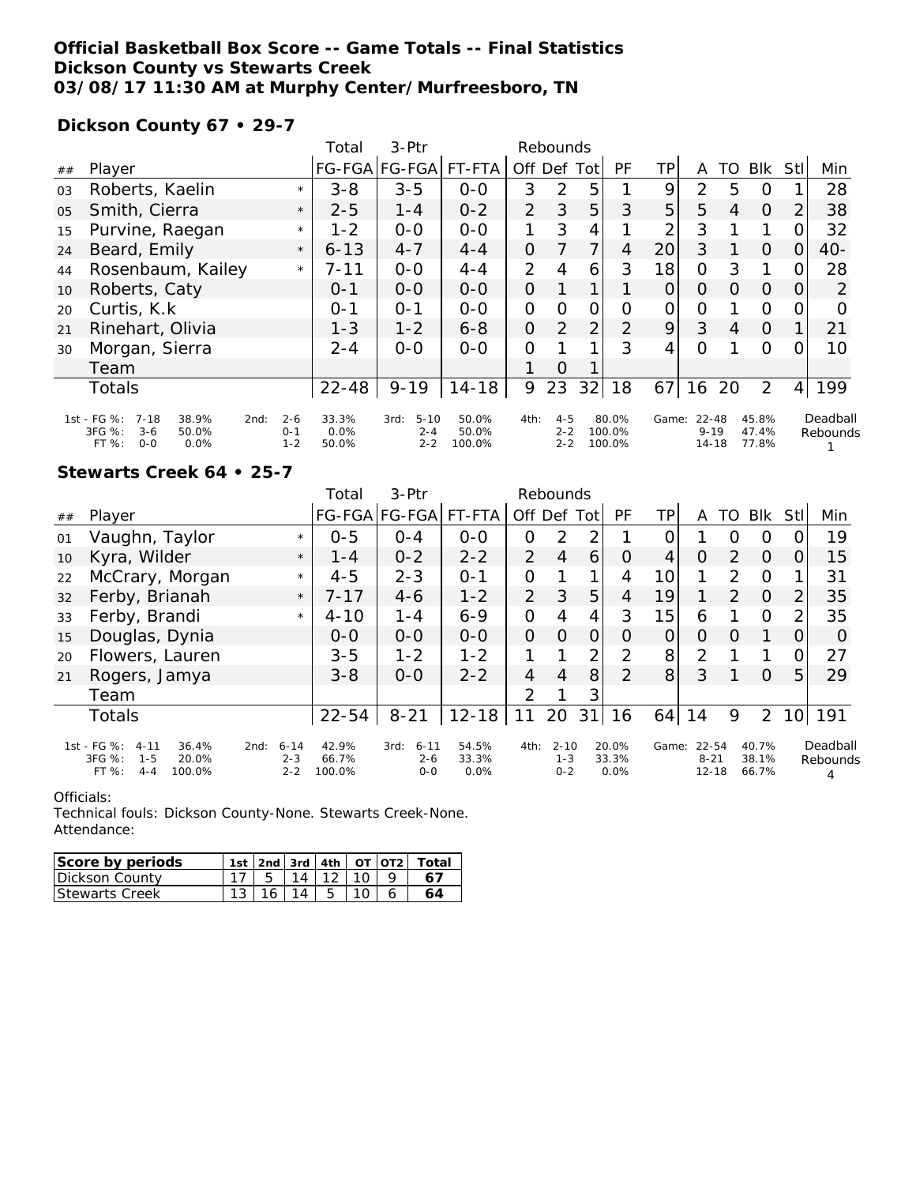**Official Basketball Box Score -- Game Totals -- Final Statistics**
**Dickson County vs Stewarts Creek**
**03/08/17 11:30 AM at Murphy Center/Murfreesboro, TN**

**Dickson County 67 • 29-7**

| ## | Player | | Total FG-FGA | 3-Ptr FG-FGA | FT-FTA | Rebounds Off | Def | Tot | PF | TP | A | TO | Blk | Stl | Min |
|---|---|---|---|---|---|---|---|---|---|---|---|---|---|---|---|
| 03 | Roberts, Kaelin | * | 3-8 | 3-5 | 0-0 | 3 | 2 | 5 | 1 | 9 | 2 | 5 | 0 | 1 | 28 |
| 05 | Smith, Cierra | * | 2-5 | 1-4 | 0-2 | 2 | 3 | 5 | 3 | 5 | 5 | 4 | 0 | 2 | 38 |
| 15 | Purvine, Raegan | * | 1-2 | 0-0 | 0-0 | 1 | 3 | 4 | 1 | 2 | 3 | 1 | 1 | 0 | 32 |
| 24 | Beard, Emily | * | 6-13 | 4-7 | 4-4 | 0 | 7 | 7 | 4 | 20 | 3 | 1 | 0 | 0 | 40- |
| 44 | Rosenbaum, Kailey | * | 7-11 | 0-0 | 4-4 | 2 | 4 | 6 | 3 | 18 | 0 | 3 | 1 | 0 | 28 |
| 10 | Roberts, Caty | | 0-1 | 0-0 | 0-0 | 0 | 1 | 1 | 1 | 0 | 0 | 0 | 0 | 0 | 2 |
| 20 | Curtis, K.k | | 0-1 | 0-1 | 0-0 | 0 | 0 | 0 | 0 | 0 | 0 | 1 | 0 | 0 | 0 |
| 21 | Rinehart, Olivia | | 1-3 | 1-2 | 6-8 | 0 | 2 | 2 | 2 | 9 | 3 | 4 | 0 | 1 | 21 |
| 30 | Morgan, Sierra | | 2-4 | 0-0 | 0-0 | 0 | 1 | 1 | 3 | 4 | 0 | 1 | 0 | 0 | 10 |
| | Team | | | | | 1 | 0 | 1 | | | | | | | |
| | Totals | | 22-48 | 9-19 | 14-18 | 9 | 23 | 32 | 18 | 67 | 16 | 20 | 2 | 4 | 199 |

| | | | | | | | | | |
|---|---|---|---|---|---|---|---|---|---|
| 1st - FG %: 7-18 38.9% | 2nd: 2-6 33.3% | 3rd: 5-10 50.0% | 4th: 4-5 80.0% | Game: 22-48 45.8% | Deadball Rebounds |
| 3FG %: 3-6 50.0% | 0-1 0.0% | 2-4 50.0% | 2-2 100.0% | 9-19 47.4% | 1 |
| FT %: 0-0 0.0% | 1-2 50.0% | 2-2 100.0% | 2-2 100.0% | 14-18 77.8% | |

**Stewarts Creek 64 • 25-7**

| ## | Player | | Total FG-FGA | 3-Ptr FG-FGA | FT-FTA | Rebounds Off | Def | Tot | PF | TP | A | TO | Blk | Stl | Min |
|---|---|---|---|---|---|---|---|---|---|---|---|---|---|---|---|
| 01 | Vaughn, Taylor | * | 0-5 | 0-4 | 0-0 | 0 | 2 | 2 | 1 | 0 | 1 | 0 | 0 | 0 | 19 |
| 10 | Kyra, Wilder | * | 1-4 | 0-2 | 2-2 | 2 | 4 | 6 | 0 | 4 | 0 | 2 | 0 | 0 | 15 |
| 22 | McCrary, Morgan | * | 4-5 | 2-3 | 0-1 | 0 | 1 | 1 | 4 | 10 | 1 | 2 | 0 | 1 | 31 |
| 32 | Ferby, Brianah | * | 7-17 | 4-6 | 1-2 | 2 | 3 | 5 | 4 | 19 | 1 | 2 | 0 | 2 | 35 |
| 33 | Ferby, Brandi | * | 4-10 | 1-4 | 6-9 | 0 | 4 | 4 | 3 | 15 | 6 | 1 | 0 | 2 | 35 |
| 15 | Douglas, Dynia | | 0-0 | 0-0 | 0-0 | 0 | 0 | 0 | 0 | 0 | 0 | 0 | 1 | 0 | 0 |
| 20 | Flowers, Lauren | | 3-5 | 1-2 | 1-2 | 1 | 1 | 2 | 2 | 8 | 2 | 1 | 1 | 0 | 27 |
| 21 | Rogers, Jamya | | 3-8 | 0-0 | 2-2 | 4 | 4 | 8 | 2 | 8 | 3 | 1 | 0 | 5 | 29 |
| | Team | | | | | 2 | 1 | 3 | | | | | | | |
| | Totals | | 22-54 | 8-21 | 12-18 | 11 | 20 | 31 | 16 | 64 | 14 | 9 | 2 | 10 | 191 |

| | | | | | |
|---|---|---|---|---|---|
| 1st - FG %: 4-11 36.4% | 2nd: 6-14 42.9% | 3rd: 6-11 54.5% | 4th: 2-10 20.0% | Game: 22-54 40.7% | Deadball Rebounds |
| 3FG %: 1-5 20.0% | 2-3 66.7% | 2-6 33.3% | 1-3 33.3% | 8-21 38.1% | 4 |
| FT %: 4-4 100.0% | 2-2 100.0% | 0-0 0.0% | 0-2 0.0% | 12-18 66.7% | |

Officials:
Technical fouls: Dickson County-None. Stewarts Creek-None.
Attendance:

| Score by periods | 1st | 2nd | 3rd | 4th | OT | OT2 | Total |
|---|---|---|---|---|---|---|---|
| Dickson County | 17 | 5 | 14 | 12 | 10 | 9 | 67 |
| Stewarts Creek | 13 | 16 | 14 | 5 | 10 | 6 | 64 |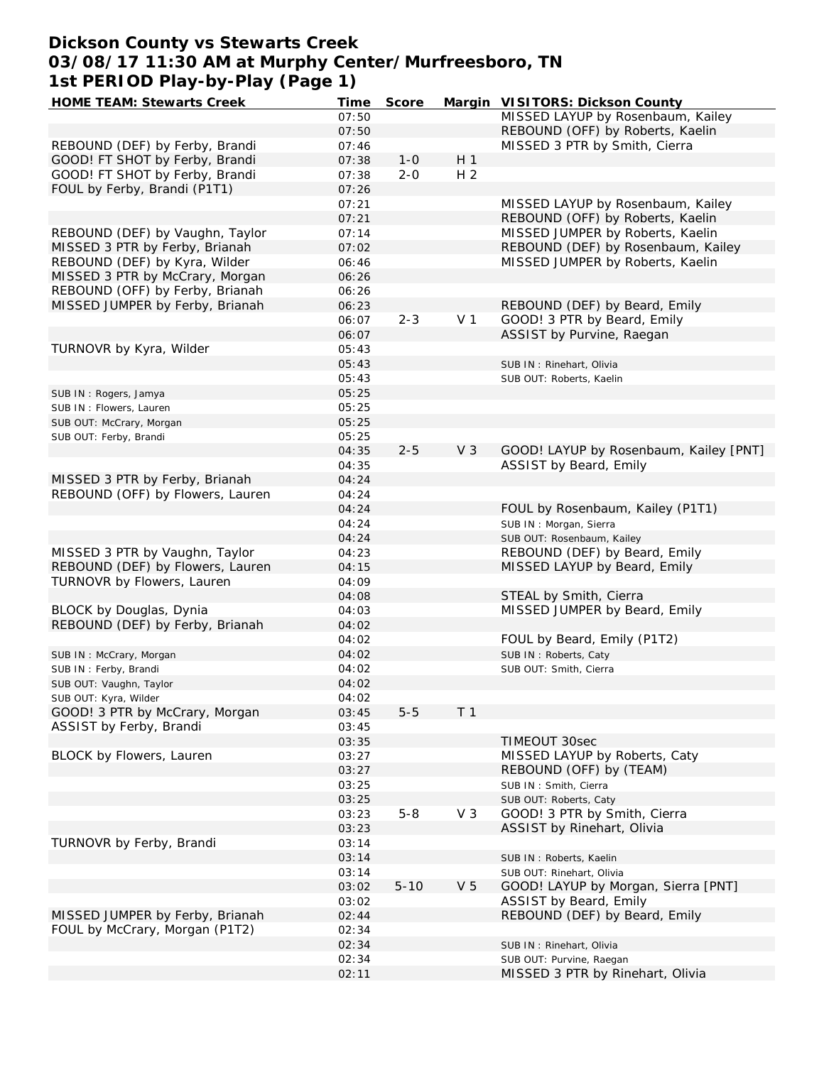# Dickson County vs Stewarts Creek
## 03/08/17 11:30 AM at Murphy Center/Murfreesboro, TN
## 1st PERIOD Play-by-Play (Page 1)

| HOME TEAM: Stewarts Creek | Time | Score | Margin | VISITORS: Dickson County |
|---|---|---|---|---|
| | 07:50 | | | MISSED LAYUP by Rosenbaum, Kailey |
| | 07:50 | | | REBOUND (OFF) by Roberts, Kaelin |
| REBOUND (DEF) by Ferby, Brandi | 07:46 | | | MISSED 3 PTR by Smith, Cierra |
| GOOD! FT SHOT by Ferby, Brandi | 07:38 | 1-0 | H 1 | |
| GOOD! FT SHOT by Ferby, Brandi | 07:38 | 2-0 | H 2 | |
| FOUL by Ferby, Brandi (P1T1) | 07:26 | | | |
| | 07:21 | | | MISSED LAYUP by Rosenbaum, Kailey |
| | 07:21 | | | REBOUND (OFF) by Roberts, Kaelin |
| REBOUND (DEF) by Vaughn, Taylor | 07:14 | | | MISSED JUMPER by Roberts, Kaelin |
| MISSED 3 PTR by Ferby, Brianah | 07:02 | | | REBOUND (DEF) by Rosenbaum, Kailey |
| REBOUND (DEF) by Kyra, Wilder | 06:46 | | | MISSED JUMPER by Roberts, Kaelin |
| MISSED 3 PTR by McCrary, Morgan | 06:26 | | | |
| REBOUND (OFF) by Ferby, Brianah | 06:26 | | | |
| MISSED JUMPER by Ferby, Brianah | 06:23 | | | REBOUND (DEF) by Beard, Emily |
| | 06:07 | 2-3 | V 1 | GOOD! 3 PTR by Beard, Emily |
| | 06:07 | | | ASSIST by Purvine, Raegan |
| TURNOVR by Kyra, Wilder | 05:43 | | | |
| | 05:43 | | | SUB IN : Rinehart, Olivia |
| | 05:43 | | | SUB OUT: Roberts, Kaelin |
| SUB IN : Rogers, Jamya | 05:25 | | | |
| SUB IN : Flowers, Lauren | 05:25 | | | |
| SUB OUT: McCrary, Morgan | 05:25 | | | |
| SUB OUT: Ferby, Brandi | 05:25 | | | |
| | 04:35 | 2-5 | V 3 | GOOD! LAYUP by Rosenbaum, Kailey [PNT] |
| | 04:35 | | | ASSIST by Beard, Emily |
| MISSED 3 PTR by Ferby, Brianah | 04:24 | | | |
| REBOUND (OFF) by Flowers, Lauren | 04:24 | | | |
| | 04:24 | | | FOUL by Rosenbaum, Kailey (P1T1) |
| | 04:24 | | | SUB IN : Morgan, Sierra |
| | 04:24 | | | SUB OUT: Rosenbaum, Kailey |
| MISSED 3 PTR by Vaughn, Taylor | 04:23 | | | REBOUND (DEF) by Beard, Emily |
| REBOUND (DEF) by Flowers, Lauren | 04:15 | | | MISSED LAYUP by Beard, Emily |
| TURNOVR by Flowers, Lauren | 04:09 | | | |
| | 04:08 | | | STEAL by Smith, Cierra |
| BLOCK by Douglas, Dynia | 04:03 | | | MISSED JUMPER by Beard, Emily |
| REBOUND (DEF) by Ferby, Brianah | 04:02 | | | |
| | 04:02 | | | FOUL by Beard, Emily (P1T2) |
| SUB IN : McCrary, Morgan | 04:02 | | | SUB IN : Roberts, Caty |
| SUB IN : Ferby, Brandi | 04:02 | | | SUB OUT: Smith, Cierra |
| SUB OUT: Vaughn, Taylor | 04:02 | | | |
| SUB OUT: Kyra, Wilder | 04:02 | | | |
| GOOD! 3 PTR by McCrary, Morgan | 03:45 | 5-5 | T 1 | |
| ASSIST by Ferby, Brandi | 03:45 | | | |
| | 03:35 | | | TIMEOUT 30sec |
| BLOCK by Flowers, Lauren | 03:27 | | | MISSED LAYUP by Roberts, Caty |
| | 03:27 | | | REBOUND (OFF) by (TEAM) |
| | 03:25 | | | SUB IN : Smith, Cierra |
| | 03:25 | | | SUB OUT: Roberts, Caty |
| | 03:23 | 5-8 | V 3 | GOOD! 3 PTR by Smith, Cierra |
| | 03:23 | | | ASSIST by Rinehart, Olivia |
| TURNOVR by Ferby, Brandi | 03:14 | | | |
| | 03:14 | | | SUB IN : Roberts, Kaelin |
| | 03:14 | | | SUB OUT: Rinehart, Olivia |
| | 03:02 | 5-10 | V 5 | GOOD! LAYUP by Morgan, Sierra [PNT] |
| | 03:02 | | | ASSIST by Beard, Emily |
| MISSED JUMPER by Ferby, Brianah | 02:44 | | | REBOUND (DEF) by Beard, Emily |
| FOUL by McCrary, Morgan (P1T2) | 02:34 | | | |
| | 02:34 | | | SUB IN : Rinehart, Olivia |
| | 02:34 | | | SUB OUT: Purvine, Raegan |
| | 02:11 | | | MISSED 3 PTR by Rinehart, Olivia |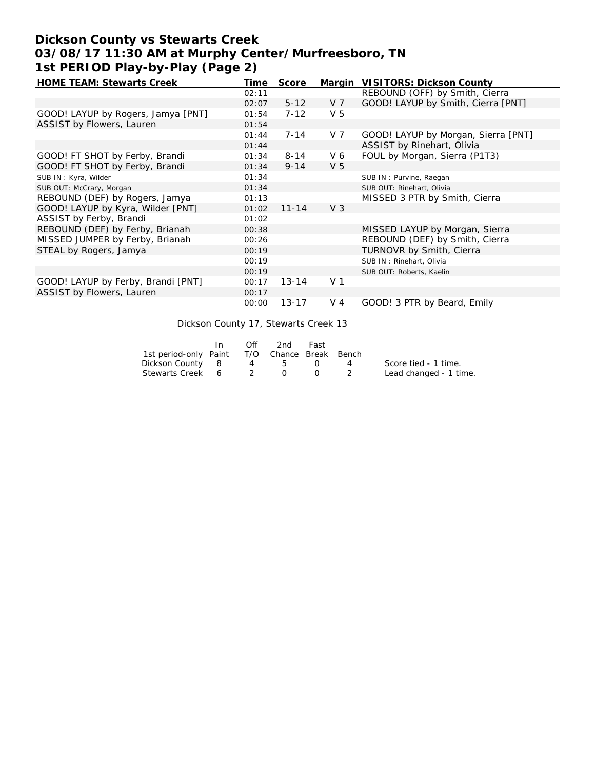# Dickson County vs Stewarts Creek
# 03/08/17 11:30 AM at Murphy Center/Murfreesboro, TN
# 1st PERIOD Play-by-Play (Page 2)

| HOME TEAM: Stewarts Creek | Time | Score | Margin | VISITORS: Dickson County |
|---|---|---|---|---|
| | 02:11 | | | REBOUND (OFF) by Smith, Cierra |
| | 02:07 | 5-12 | V 7 | GOOD! LAYUP by Smith, Cierra [PNT] |
| GOOD! LAYUP by Rogers, Jamya [PNT] | 01:54 | 7-12 | V 5 | |
| ASSIST by Flowers, Lauren | 01:54 | | | |
| | 01:44 | 7-14 | V 7 | GOOD! LAYUP by Morgan, Sierra [PNT] |
| | 01:44 | | | ASSIST by Rinehart, Olivia |
| GOOD! FT SHOT by Ferby, Brandi | 01:34 | 8-14 | V 6 | FOUL by Morgan, Sierra (P1T3) |
| GOOD! FT SHOT by Ferby, Brandi | 01:34 | 9-14 | V 5 | |
| SUB IN : Kyra, Wilder | 01:34 | | | SUB IN : Purvine, Raegan |
| SUB OUT: McCrary, Morgan | 01:34 | | | SUB OUT: Rinehart, Olivia |
| REBOUND (DEF) by Rogers, Jamya | 01:13 | | | MISSED 3 PTR by Smith, Cierra |
| GOOD! LAYUP by Kyra, Wilder [PNT] | 01:02 | 11-14 | V 3 | |
| ASSIST by Ferby, Brandi | 01:02 | | | |
| REBOUND (DEF) by Ferby, Brianah | 00:38 | | | MISSED LAYUP by Morgan, Sierra |
| MISSED JUMPER by Ferby, Brianah | 00:26 | | | REBOUND (DEF) by Smith, Cierra |
| STEAL by Rogers, Jamya | 00:19 | | | TURNOVR by Smith, Cierra |
| | 00:19 | | | SUB IN : Rinehart, Olivia |
| | 00:19 | | | SUB OUT: Roberts, Kaelin |
| GOOD! LAYUP by Ferby, Brandi [PNT] | 00:17 | 13-14 | V 1 | |
| ASSIST by Flowers, Lauren | 00:17 | | | |
| | 00:00 | 13-17 | V 4 | GOOD! 3 PTR by Beard, Emily |

Dickson County 17, Stewarts Creek 13

| 1st period-only | In Paint | Off T/O | 2nd Chance | Fast Break | Bench |
|---|---|---|---|---|---|
| Dickson County | 8 | 4 | 5 | 0 | 4 |
| Stewarts Creek | 6 | 2 | 0 | 0 | 2 |

Score tied - 1 time.
Lead changed - 1 time.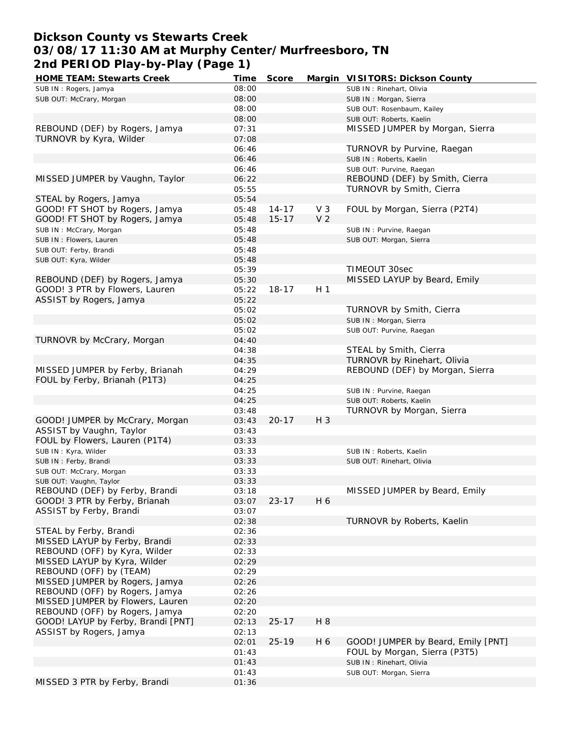# Dickson County vs Stewarts Creek
## 03/08/17 11:30 AM at Murphy Center/Murfreesboro, TN
## 2nd PERIOD Play-by-Play (Page 1)

| HOME TEAM: Stewarts Creek | Time | Score | Margin | VISITORS: Dickson County |
|---|---|---|---|---|
| SUB IN : Rogers, Jamya | 08:00 | | | SUB IN : Rinehart, Olivia |
| SUB OUT: McCrary, Morgan | 08:00 | | | SUB IN : Morgan, Sierra |
| | 08:00 | | | SUB OUT: Rosenbaum, Kailey |
| | 08:00 | | | SUB OUT: Roberts, Kaelin |
| REBOUND (DEF) by Rogers, Jamya | 07:31 | | | MISSED JUMPER by Morgan, Sierra |
| TURNOVR by Kyra, Wilder | 07:08 | | | |
| | 06:46 | | | TURNOVR by Purvine, Raegan |
| | 06:46 | | | SUB IN : Roberts, Kaelin |
| | 06:46 | | | SUB OUT: Purvine, Raegan |
| MISSED JUMPER by Vaughn, Taylor | 06:22 | | | REBOUND (DEF) by Smith, Cierra |
| | 05:55 | | | TURNOVR by Smith, Cierra |
| STEAL by Rogers, Jamya | 05:54 | | | |
| GOOD! FT SHOT by Rogers, Jamya | 05:48 | 14-17 | V 3 | FOUL by Morgan, Sierra (P2T4) |
| GOOD! FT SHOT by Rogers, Jamya | 05:48 | 15-17 | V 2 | |
| SUB IN : McCrary, Morgan | 05:48 | | | SUB IN : Purvine, Raegan |
| SUB IN : Flowers, Lauren | 05:48 | | | SUB OUT: Morgan, Sierra |
| SUB OUT: Ferby, Brandi | 05:48 | | | |
| SUB OUT: Kyra, Wilder | 05:48 | | | |
| | 05:39 | | | TIMEOUT 30sec |
| REBOUND (DEF) by Rogers, Jamya | 05:30 | | | MISSED LAYUP by Beard, Emily |
| GOOD! 3 PTR by Flowers, Lauren | 05:22 | 18-17 | H 1 | |
| ASSIST by Rogers, Jamya | 05:22 | | | |
| | 05:02 | | | TURNOVR by Smith, Cierra |
| | 05:02 | | | SUB IN : Morgan, Sierra |
| | 05:02 | | | SUB OUT: Purvine, Raegan |
| TURNOVR by McCrary, Morgan | 04:40 | | | |
| | 04:38 | | | STEAL by Smith, Cierra |
| | 04:35 | | | TURNOVR by Rinehart, Olivia |
| MISSED JUMPER by Ferby, Brianah | 04:29 | | | REBOUND (DEF) by Morgan, Sierra |
| FOUL by Ferby, Brianah (P1T3) | 04:25 | | | |
| | 04:25 | | | SUB IN : Purvine, Raegan |
| | 04:25 | | | SUB OUT: Roberts, Kaelin |
| | 03:48 | | | TURNOVR by Morgan, Sierra |
| GOOD! JUMPER by McCrary, Morgan | 03:43 | 20-17 | H 3 | |
| ASSIST by Vaughn, Taylor | 03:43 | | | |
| FOUL by Flowers, Lauren (P1T4) | 03:33 | | | |
| SUB IN : Kyra, Wilder | 03:33 | | | SUB IN : Roberts, Kaelin |
| SUB IN : Ferby, Brandi | 03:33 | | | SUB OUT: Rinehart, Olivia |
| SUB OUT: McCrary, Morgan | 03:33 | | | |
| SUB OUT: Vaughn, Taylor | 03:33 | | | |
| REBOUND (DEF) by Ferby, Brandi | 03:18 | | | MISSED JUMPER by Beard, Emily |
| GOOD! 3 PTR by Ferby, Brianah | 03:07 | 23-17 | H 6 | |
| ASSIST by Ferby, Brandi | 03:07 | | | |
| | 02:38 | | | TURNOVR by Roberts, Kaelin |
| STEAL by Ferby, Brandi | 02:36 | | | |
| MISSED LAYUP by Ferby, Brandi | 02:33 | | | |
| REBOUND (OFF) by Kyra, Wilder | 02:33 | | | |
| MISSED LAYUP by Kyra, Wilder | 02:29 | | | |
| REBOUND (OFF) by (TEAM) | 02:29 | | | |
| MISSED JUMPER by Rogers, Jamya | 02:26 | | | |
| REBOUND (OFF) by Rogers, Jamya | 02:26 | | | |
| MISSED JUMPER by Flowers, Lauren | 02:20 | | | |
| REBOUND (OFF) by Rogers, Jamya | 02:20 | | | |
| GOOD! LAYUP by Ferby, Brandi [PNT] | 02:13 | 25-17 | H 8 | |
| ASSIST by Rogers, Jamya | 02:13 | | | |
| | 02:01 | 25-19 | H 6 | GOOD! JUMPER by Beard, Emily [PNT] |
| | 01:43 | | | FOUL by Morgan, Sierra (P3T5) |
| | 01:43 | | | SUB IN : Rinehart, Olivia |
| | 01:43 | | | SUB OUT: Morgan, Sierra |
| MISSED 3 PTR by Ferby, Brandi | 01:36 | | | |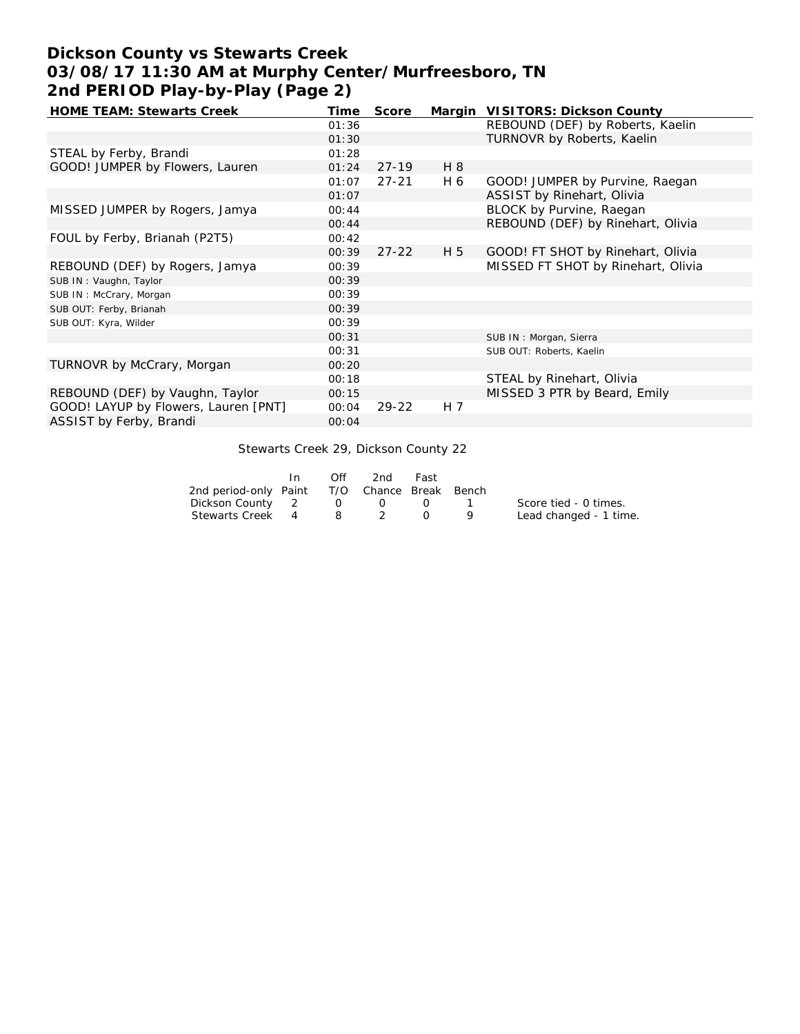# Dickson County vs Stewarts Creek
# 03/08/17 11:30 AM at Murphy Center/Murfreesboro, TN
# 2nd PERIOD Play-by-Play (Page 2)

| HOME TEAM: Stewarts Creek | Time | Score | Margin | VISITORS: Dickson County |
|---|---|---|---|---|
| | 01:36 | | | REBOUND (DEF) by Roberts, Kaelin |
| | 01:30 | | | TURNOVR by Roberts, Kaelin |
| STEAL by Ferby, Brandi | 01:28 | | | |
| GOOD! JUMPER by Flowers, Lauren | 01:24 | 27-19 | H 8 | |
| | 01:07 | 27-21 | H 6 | GOOD! JUMPER by Purvine, Raegan |
| | 01:07 | | | ASSIST by Rinehart, Olivia |
| MISSED JUMPER by Rogers, Jamya | 00:44 | | | BLOCK by Purvine, Raegan |
| | 00:44 | | | REBOUND (DEF) by Rinehart, Olivia |
| FOUL by Ferby, Brianah (P2T5) | 00:42 | | | |
| | 00:39 | 27-22 | H 5 | GOOD! FT SHOT by Rinehart, Olivia |
| REBOUND (DEF) by Rogers, Jamya | 00:39 | | | MISSED FT SHOT by Rinehart, Olivia |
| SUB IN : Vaughn, Taylor | 00:39 | | | |
| SUB IN : McCrary, Morgan | 00:39 | | | |
| SUB OUT: Ferby, Brianah | 00:39 | | | |
| SUB OUT: Kyra, Wilder | 00:39 | | | |
| | 00:31 | | | SUB IN : Morgan, Sierra |
| | 00:31 | | | SUB OUT: Roberts, Kaelin |
| TURNOVR by McCrary, Morgan | 00:20 | | | |
| | 00:18 | | | STEAL by Rinehart, Olivia |
| REBOUND (DEF) by Vaughn, Taylor | 00:15 | | | MISSED 3 PTR by Beard, Emily |
| GOOD! LAYUP by Flowers, Lauren [PNT] | 00:04 | 29-22 | H 7 | |
| ASSIST by Ferby, Brandi | 00:04 | | | |

Stewarts Creek 29, Dickson County 22

| 2nd period-only | In Paint | Off T/O | 2nd Chance | Fast Break | Bench |
|---|---|---|---|---|---|
| Dickson County | 2 | 0 | 0 | 0 | 1 |
| Stewarts Creek | 4 | 8 | 2 | 0 | 9 |

Score tied - 0 times.
Lead changed - 1 time.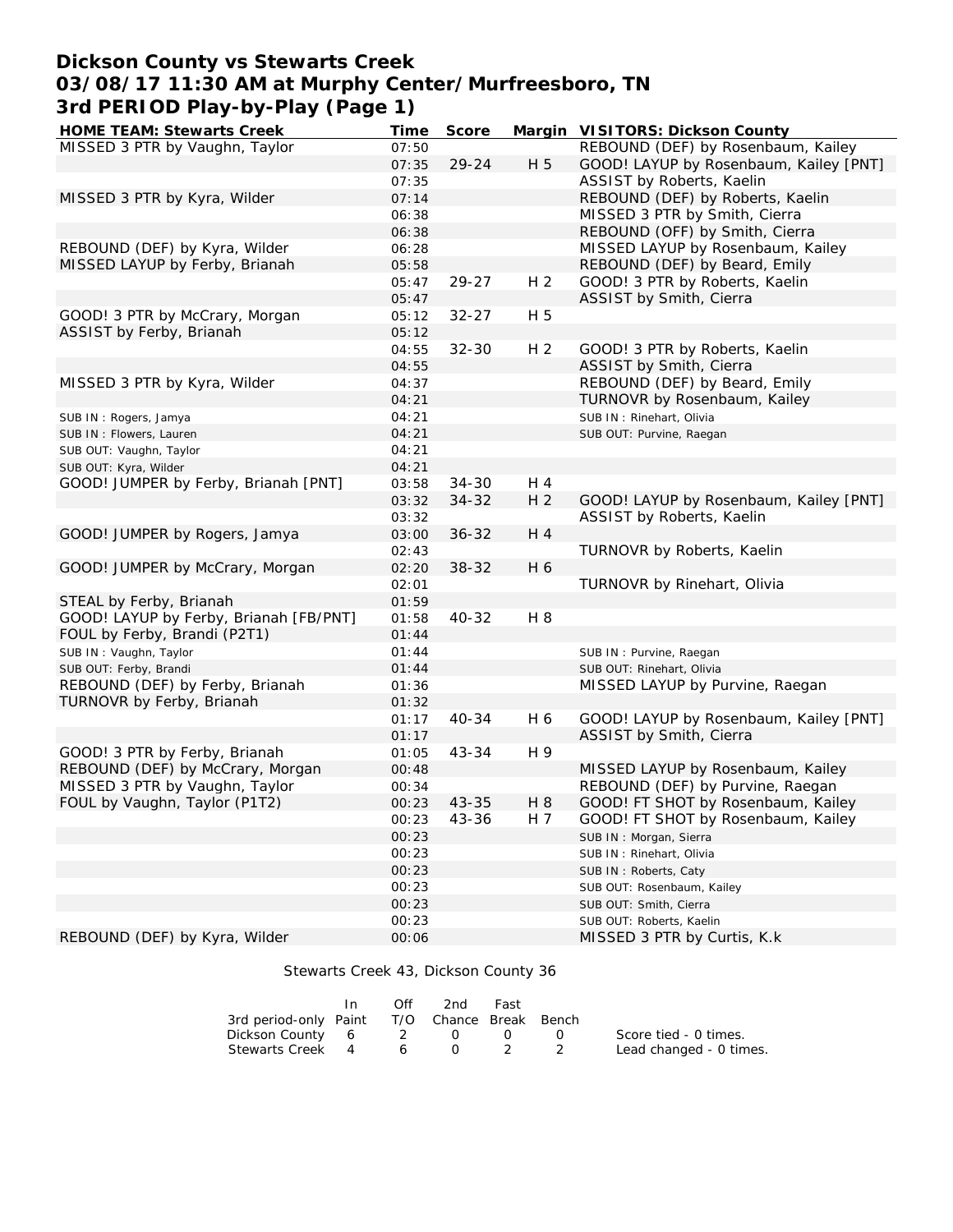# Dickson County vs Stewarts Creek
## 03/08/17 11:30 AM at Murphy Center/Murfreesboro, TN
## 3rd PERIOD Play-by-Play (Page 1)

| HOME TEAM: Stewarts Creek | Time | Score | Margin | VISITORS: Dickson County |
|---|---|---|---|---|
| MISSED 3 PTR by Vaughn, Taylor | 07:50 | | | REBOUND (DEF) by Rosenbaum, Kailey |
| | 07:35 | 29-24 | H 5 | GOOD! LAYUP by Rosenbaum, Kailey [PNT] |
| | 07:35 | | | ASSIST by Roberts, Kaelin |
| MISSED 3 PTR by Kyra, Wilder | 07:14 | | | REBOUND (DEF) by Roberts, Kaelin |
| | 06:38 | | | MISSED 3 PTR by Smith, Cierra |
| | 06:38 | | | REBOUND (OFF) by Smith, Cierra |
| REBOUND (DEF) by Kyra, Wilder | 06:28 | | | MISSED LAYUP by Rosenbaum, Kailey |
| MISSED LAYUP by Ferby, Brianah | 05:58 | | | REBOUND (DEF) by Beard, Emily |
| | 05:47 | 29-27 | H 2 | GOOD! 3 PTR by Roberts, Kaelin |
| | 05:47 | | | ASSIST by Smith, Cierra |
| GOOD! 3 PTR by McCrary, Morgan | 05:12 | 32-27 | H 5 | |
| ASSIST by Ferby, Brianah | 05:12 | | | |
| | 04:55 | 32-30 | H 2 | GOOD! 3 PTR by Roberts, Kaelin |
| | 04:55 | | | ASSIST by Smith, Cierra |
| MISSED 3 PTR by Kyra, Wilder | 04:37 | | | REBOUND (DEF) by Beard, Emily |
| | 04:21 | | | TURNOVR by Rosenbaum, Kailey |
| SUB IN : Rogers, Jamya | 04:21 | | | SUB IN : Rinehart, Olivia |
| SUB IN : Flowers, Lauren | 04:21 | | | SUB OUT: Purvine, Raegan |
| SUB OUT: Vaughn, Taylor | 04:21 | | | |
| SUB OUT: Kyra, Wilder | 04:21 | | | |
| GOOD! JUMPER by Ferby, Brianah [PNT] | 03:58 | 34-30 | H 4 | |
| | 03:32 | 34-32 | H 2 | GOOD! LAYUP by Rosenbaum, Kailey [PNT] |
| | 03:32 | | | ASSIST by Roberts, Kaelin |
| GOOD! JUMPER by Rogers, Jamya | 03:00 | 36-32 | H 4 | |
| | 02:43 | | | TURNOVR by Roberts, Kaelin |
| GOOD! JUMPER by McCrary, Morgan | 02:20 | 38-32 | H 6 | |
| | 02:01 | | | TURNOVR by Rinehart, Olivia |
| STEAL by Ferby, Brianah | 01:59 | | | |
| GOOD! LAYUP by Ferby, Brianah [FB/PNT] | 01:58 | 40-32 | H 8 | |
| FOUL by Ferby, Brandi (P2T1) | 01:44 | | | |
| SUB IN : Vaughn, Taylor | 01:44 | | | SUB IN : Purvine, Raegan |
| SUB OUT: Ferby, Brandi | 01:44 | | | SUB OUT: Rinehart, Olivia |
| REBOUND (DEF) by Ferby, Brianah | 01:36 | | | MISSED LAYUP by Purvine, Raegan |
| TURNOVR by Ferby, Brianah | 01:32 | | | |
| | 01:17 | 40-34 | H 6 | GOOD! LAYUP by Rosenbaum, Kailey [PNT] |
| | 01:17 | | | ASSIST by Smith, Cierra |
| GOOD! 3 PTR by Ferby, Brianah | 01:05 | 43-34 | H 9 | |
| REBOUND (DEF) by McCrary, Morgan | 00:48 | | | MISSED LAYUP by Rosenbaum, Kailey |
| MISSED 3 PTR by Vaughn, Taylor | 00:34 | | | REBOUND (DEF) by Purvine, Raegan |
| FOUL by Vaughn, Taylor (P1T2) | 00:23 | 43-35 | H 8 | GOOD! FT SHOT by Rosenbaum, Kailey |
| | 00:23 | 43-36 | H 7 | GOOD! FT SHOT by Rosenbaum, Kailey |
| | 00:23 | | | SUB IN : Morgan, Sierra |
| | 00:23 | | | SUB IN : Rinehart, Olivia |
| | 00:23 | | | SUB IN : Roberts, Caty |
| | 00:23 | | | SUB OUT: Rosenbaum, Kailey |
| | 00:23 | | | SUB OUT: Smith, Cierra |
| | 00:23 | | | SUB OUT: Roberts, Kaelin |
| REBOUND (DEF) by Kyra, Wilder | 00:06 | | | MISSED 3 PTR by Curtis, K.k |

Stewarts Creek 43, Dickson County 36

| 3rd period-only | In Paint | Off T/O | 2nd Chance | Fast Break | Bench |
|---|---|---|---|---|---|
| Dickson County | 6 | 2 | 0 | 0 | 0 |
| Stewarts Creek | 4 | 6 | 0 | 2 | 2 |

Score tied - 0 times.
Lead changed - 0 times.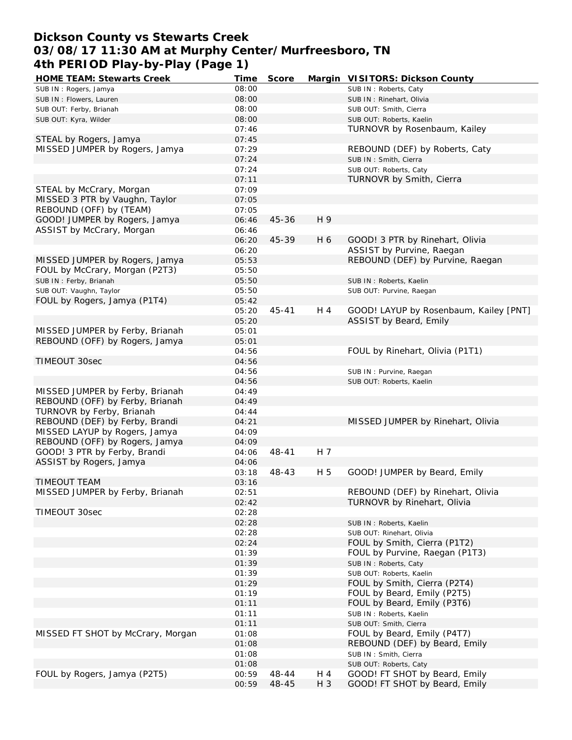# Dickson County vs Stewarts Creek
## 03/08/17 11:30 AM at Murphy Center/Murfreesboro, TN
## 4th PERIOD Play-by-Play (Page 1)

| HOME TEAM: Stewarts Creek | Time | Score | Margin | VISITORS: Dickson County |
|---|---|---|---|---|
| SUB IN : Rogers, Jamya | 08:00 | | | SUB IN : Roberts, Caty |
| SUB IN : Flowers, Lauren | 08:00 | | | SUB IN : Rinehart, Olivia |
| SUB OUT: Ferby, Brianah | 08:00 | | | SUB OUT: Smith, Cierra |
| SUB OUT: Kyra, Wilder | 08:00 | | | SUB OUT: Roberts, Kaelin |
| | 07:46 | | | TURNOVR by Rosenbaum, Kailey |
| STEAL by Rogers, Jamya | 07:45 | | | |
| MISSED JUMPER by Rogers, Jamya | 07:29 | | | REBOUND (DEF) by Roberts, Caty |
| | 07:24 | | | SUB IN : Smith, Cierra |
| | 07:24 | | | SUB OUT: Roberts, Caty |
| | 07:11 | | | TURNOVR by Smith, Cierra |
| STEAL by McCrary, Morgan | 07:09 | | | |
| MISSED 3 PTR by Vaughn, Taylor | 07:05 | | | |
| REBOUND (OFF) by (TEAM) | 07:05 | | | |
| GOOD! JUMPER by Rogers, Jamya | 06:46 | 45-36 | H 9 | |
| ASSIST by McCrary, Morgan | 06:46 | | | |
| | 06:20 | 45-39 | H 6 | GOOD! 3 PTR by Rinehart, Olivia |
| | 06:20 | | | ASSIST by Purvine, Raegan |
| MISSED JUMPER by Rogers, Jamya | 05:53 | | | REBOUND (DEF) by Purvine, Raegan |
| FOUL by McCrary, Morgan (P2T3) | 05:50 | | | |
| SUB IN : Ferby, Brianah | 05:50 | | | SUB IN : Roberts, Kaelin |
| SUB OUT: Vaughn, Taylor | 05:50 | | | SUB OUT: Purvine, Raegan |
| FOUL by Rogers, Jamya (P1T4) | 05:42 | | | |
| | 05:20 | 45-41 | H 4 | GOOD! LAYUP by Rosenbaum, Kailey [PNT] |
| | 05:20 | | | ASSIST by Beard, Emily |
| MISSED JUMPER by Ferby, Brianah | 05:01 | | | |
| REBOUND (OFF) by Rogers, Jamya | 05:01 | | | |
| | 04:56 | | | FOUL by Rinehart, Olivia (P1T1) |
| TIMEOUT 30sec | 04:56 | | | |
| | 04:56 | | | SUB IN : Purvine, Raegan |
| | 04:56 | | | SUB OUT: Roberts, Kaelin |
| MISSED JUMPER by Ferby, Brianah | 04:49 | | | |
| REBOUND (OFF) by Ferby, Brianah | 04:49 | | | |
| TURNOVR by Ferby, Brianah | 04:44 | | | |
| REBOUND (DEF) by Ferby, Brandi | 04:21 | | | MISSED JUMPER by Rinehart, Olivia |
| MISSED LAYUP by Rogers, Jamya | 04:09 | | | |
| REBOUND (OFF) by Rogers, Jamya | 04:09 | | | |
| GOOD! 3 PTR by Ferby, Brandi | 04:06 | 48-41 | H 7 | |
| ASSIST by Rogers, Jamya | 04:06 | | | |
| | 03:18 | 48-43 | H 5 | GOOD! JUMPER by Beard, Emily |
| TIMEOUT TEAM | 03:16 | | | |
| MISSED JUMPER by Ferby, Brianah | 02:51 | | | REBOUND (DEF) by Rinehart, Olivia |
| | 02:42 | | | TURNOVR by Rinehart, Olivia |
| TIMEOUT 30sec | 02:28 | | | |
| | 02:28 | | | SUB IN : Roberts, Kaelin |
| | 02:28 | | | SUB OUT: Rinehart, Olivia |
| | 02:24 | | | FOUL by Smith, Cierra (P1T2) |
| | 01:39 | | | FOUL by Purvine, Raegan (P1T3) |
| | 01:39 | | | SUB IN : Roberts, Caty |
| | 01:39 | | | SUB OUT: Roberts, Kaelin |
| | 01:29 | | | FOUL by Smith, Cierra (P2T4) |
| | 01:19 | | | FOUL by Beard, Emily (P2T5) |
| | 01:11 | | | FOUL by Beard, Emily (P3T6) |
| | 01:11 | | | SUB IN : Roberts, Kaelin |
| | 01:11 | | | SUB OUT: Smith, Cierra |
| MISSED FT SHOT by McCrary, Morgan | 01:08 | | | FOUL by Beard, Emily (P4T7) |
| | 01:08 | | | REBOUND (DEF) by Beard, Emily |
| | 01:08 | | | SUB IN : Smith, Cierra |
| | 01:08 | | | SUB OUT: Roberts, Caty |
| FOUL by Rogers, Jamya (P2T5) | 00:59 | 48-44 | H 4 | GOOD! FT SHOT by Beard, Emily |
| | 00:59 | 48-45 | H 3 | GOOD! FT SHOT by Beard, Emily |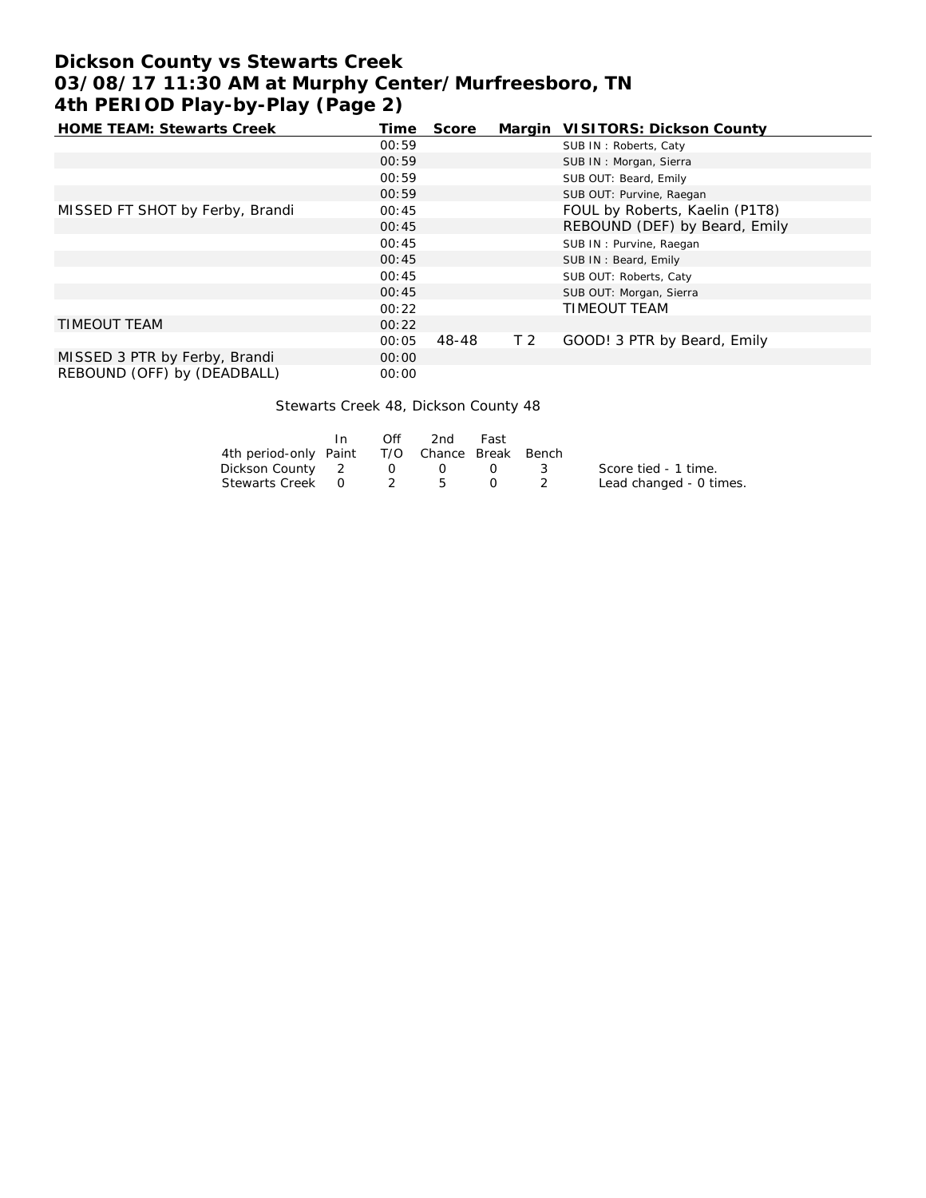# Dickson County vs Stewarts Creek
# 03/08/17 11:30 AM at Murphy Center/Murfreesboro, TN
# 4th PERIOD Play-by-Play (Page 2)

| HOME TEAM: Stewarts Creek | Time | Score | Margin | VISITORS: Dickson County |
|---|---|---|---|---|
| | 00:59 | | | SUB IN : Roberts, Caty |
| | 00:59 | | | SUB IN : Morgan, Sierra |
| | 00:59 | | | SUB OUT: Beard, Emily |
| | 00:59 | | | SUB OUT: Purvine, Raegan |
| MISSED FT SHOT by Ferby, Brandi | 00:45 | | | FOUL by Roberts, Kaelin (P1T8) |
| | 00:45 | | | REBOUND (DEF) by Beard, Emily |
| | 00:45 | | | SUB IN : Purvine, Raegan |
| | 00:45 | | | SUB IN : Beard, Emily |
| | 00:45 | | | SUB OUT: Roberts, Caty |
| | 00:45 | | | SUB OUT: Morgan, Sierra |
| | 00:22 | | | TIMEOUT TEAM |
| TIMEOUT TEAM | 00:22 | | | |
| | 00:05 | 48-48 | T 2 | GOOD! 3 PTR by Beard, Emily |
| MISSED 3 PTR by Ferby, Brandi | 00:00 | | | |
| REBOUND (OFF) by (DEADBALL) | 00:00 | | | |

Stewarts Creek 48, Dickson County 48

| 4th period-only | In Paint | Off T/O | 2nd Chance | Fast Break | Bench |
|---|---|---|---|---|---|
| Dickson County | 2 | 0 | 0 | 0 | 3 |
| Stewarts Creek | 0 | 2 | 5 | 0 | 2 |

Score tied - 1 time.
Lead changed - 0 times.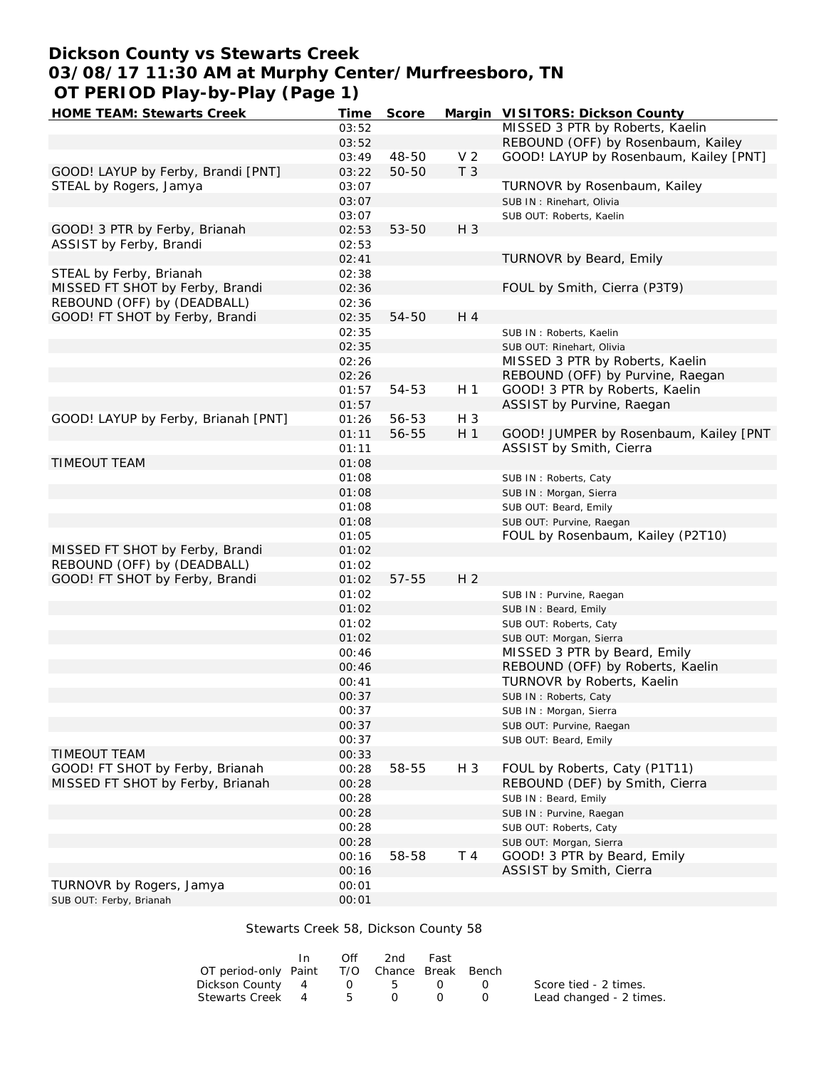# Dickson County vs Stewarts Creek
## 03/08/17 11:30 AM at Murphy Center/Murfreesboro, TN
### OT PERIOD Play-by-Play (Page 1)

| HOME TEAM: Stewarts Creek | Time | Score | Margin | VISITORS: Dickson County |
|---|---|---|---|---|
| | 03:52 | | | MISSED 3 PTR by Roberts, Kaelin |
| | 03:52 | | | REBOUND (OFF) by Rosenbaum, Kailey |
| | 03:49 | 48-50 | V 2 | GOOD! LAYUP by Rosenbaum, Kailey [PNT] |
| GOOD! LAYUP by Ferby, Brandi [PNT] | 03:22 | 50-50 | T 3 | |
| STEAL by Rogers, Jamya | 03:07 | | | TURNOVR by Rosenbaum, Kailey |
| | 03:07 | | | SUB IN : Rinehart, Olivia |
| | 03:07 | | | SUB OUT: Roberts, Kaelin |
| GOOD! 3 PTR by Ferby, Brianah | 02:53 | 53-50 | H 3 | |
| ASSIST by Ferby, Brandi | 02:53 | | | |
| | 02:41 | | | TURNOVR by Beard, Emily |
| STEAL by Ferby, Brianah | 02:38 | | | |
| MISSED FT SHOT by Ferby, Brandi | 02:36 | | | FOUL by Smith, Cierra (P3T9) |
| REBOUND (OFF) by (DEADBALL) | 02:36 | | | |
| GOOD! FT SHOT by Ferby, Brandi | 02:35 | 54-50 | H 4 | |
| | 02:35 | | | SUB IN : Roberts, Kaelin |
| | 02:35 | | | SUB OUT: Rinehart, Olivia |
| | 02:26 | | | MISSED 3 PTR by Roberts, Kaelin |
| | 02:26 | | | REBOUND (OFF) by Purvine, Raegan |
| | 01:57 | 54-53 | H 1 | GOOD! 3 PTR by Roberts, Kaelin |
| | 01:57 | | | ASSIST by Purvine, Raegan |
| GOOD! LAYUP by Ferby, Brianah [PNT] | 01:26 | 56-53 | H 3 | |
| | 01:11 | 56-55 | H 1 | GOOD! JUMPER by Rosenbaum, Kailey [PNT |
| | 01:11 | | | ASSIST by Smith, Cierra |
| TIMEOUT TEAM | 01:08 | | | |
| | 01:08 | | | SUB IN : Roberts, Caty |
| | 01:08 | | | SUB IN : Morgan, Sierra |
| | 01:08 | | | SUB OUT: Beard, Emily |
| | 01:08 | | | SUB OUT: Purvine, Raegan |
| | 01:05 | | | FOUL by Rosenbaum, Kailey (P2T10) |
| MISSED FT SHOT by Ferby, Brandi | 01:02 | | | |
| REBOUND (OFF) by (DEADBALL) | 01:02 | | | |
| GOOD! FT SHOT by Ferby, Brandi | 01:02 | 57-55 | H 2 | |
| | 01:02 | | | SUB IN : Purvine, Raegan |
| | 01:02 | | | SUB IN : Beard, Emily |
| | 01:02 | | | SUB OUT: Roberts, Caty |
| | 01:02 | | | SUB OUT: Morgan, Sierra |
| | 00:46 | | | MISSED 3 PTR by Beard, Emily |
| | 00:46 | | | REBOUND (OFF) by Roberts, Kaelin |
| | 00:41 | | | TURNOVR by Roberts, Kaelin |
| | 00:37 | | | SUB IN : Roberts, Caty |
| | 00:37 | | | SUB IN : Morgan, Sierra |
| | 00:37 | | | SUB OUT: Purvine, Raegan |
| | 00:37 | | | SUB OUT: Beard, Emily |
| TIMEOUT TEAM | 00:33 | | | |
| GOOD! FT SHOT by Ferby, Brianah | 00:28 | 58-55 | H 3 | FOUL by Roberts, Caty (P1T11) |
| MISSED FT SHOT by Ferby, Brianah | 00:28 | | | REBOUND (DEF) by Smith, Cierra |
| | 00:28 | | | SUB IN : Beard, Emily |
| | 00:28 | | | SUB IN : Purvine, Raegan |
| | 00:28 | | | SUB OUT: Roberts, Caty |
| | 00:28 | | | SUB OUT: Morgan, Sierra |
| | 00:16 | 58-58 | T 4 | GOOD! 3 PTR by Beard, Emily |
| | 00:16 | | | ASSIST by Smith, Cierra |
| TURNOVR by Rogers, Jamya | 00:01 | | | |
| SUB OUT: Ferby, Brianah | 00:01 | | | |

Stewarts Creek 58, Dickson County 58

| OT period-only | In Paint | Off T/O | 2nd Chance | Fast Break | Bench |
|---|---|---|---|---|---|
| Dickson County | 4 | 0 | 5 | 0 | 0 |
| Stewarts Creek | 4 | 5 | 0 | 0 | 0 |

Score tied - 2 times.
Lead changed - 2 times.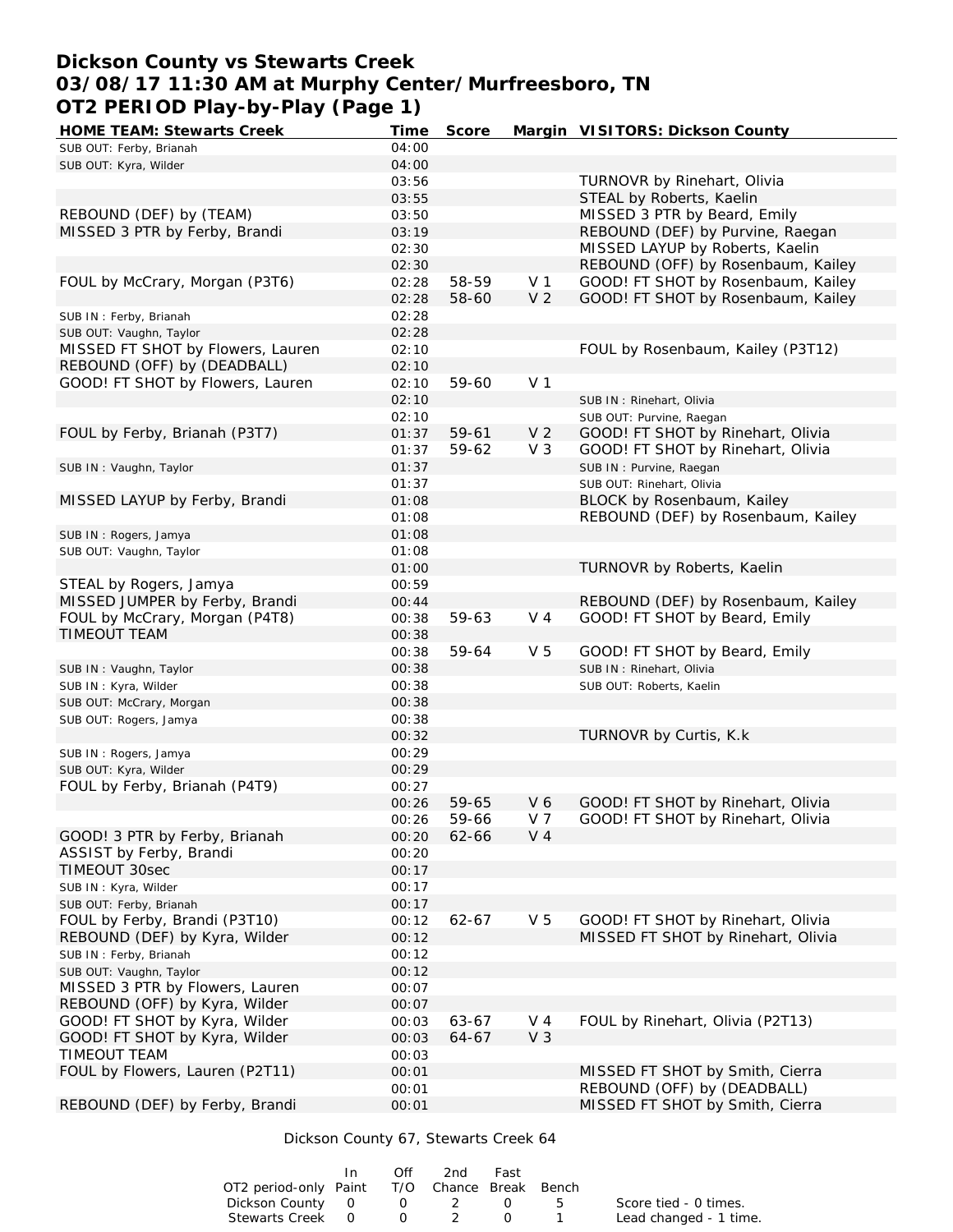# Dickson County vs Stewarts Creek
## 03/08/17 11:30 AM at Murphy Center/Murfreesboro, TN
## OT2 PERIOD Play-by-Play (Page 1)

| HOME TEAM: Stewarts Creek | Time | Score | Margin | VISITORS: Dickson County |
|---|---|---|---|---|
| SUB OUT: Ferby, Brianah | 04:00 | | | |
| SUB OUT: Kyra, Wilder | 04:00 | | | |
| | 03:56 | | | TURNOVR by Rinehart, Olivia |
| | 03:55 | | | STEAL by Roberts, Kaelin |
| REBOUND (DEF) by (TEAM) | 03:50 | | | MISSED 3 PTR by Beard, Emily |
| MISSED 3 PTR by Ferby, Brandi | 03:19 | | | REBOUND (DEF) by Purvine, Raegan |
| | 02:30 | | | MISSED LAYUP by Roberts, Kaelin |
| | 02:30 | | | REBOUND (OFF) by Rosenbaum, Kailey |
| FOUL by McCrary, Morgan (P3T6) | 02:28 | 58-59 | V 1 | GOOD! FT SHOT by Rosenbaum, Kailey |
| | 02:28 | 58-60 | V 2 | GOOD! FT SHOT by Rosenbaum, Kailey |
| SUB IN : Ferby, Brianah | 02:28 | | | |
| SUB OUT: Vaughn, Taylor | 02:28 | | | |
| MISSED FT SHOT by Flowers, Lauren | 02:10 | | | FOUL by Rosenbaum, Kailey (P3T12) |
| REBOUND (OFF) by (DEADBALL) | 02:10 | | | |
| GOOD! FT SHOT by Flowers, Lauren | 02:10 | 59-60 | V 1 | |
| | 02:10 | | | SUB IN : Rinehart, Olivia |
| | 02:10 | | | SUB OUT: Purvine, Raegan |
| FOUL by Ferby, Brianah (P3T7) | 01:37 | 59-61 | V 2 | GOOD! FT SHOT by Rinehart, Olivia |
| | 01:37 | 59-62 | V 3 | GOOD! FT SHOT by Rinehart, Olivia |
| SUB IN : Vaughn, Taylor | 01:37 | | | SUB IN : Purvine, Raegan |
| | 01:37 | | | SUB OUT: Rinehart, Olivia |
| MISSED LAYUP by Ferby, Brandi | 01:08 | | | BLOCK by Rosenbaum, Kailey |
| | 01:08 | | | REBOUND (DEF) by Rosenbaum, Kailey |
| SUB IN : Rogers, Jamya | 01:08 | | | |
| SUB OUT: Vaughn, Taylor | 01:08 | | | |
| | 01:00 | | | TURNOVR by Roberts, Kaelin |
| STEAL by Rogers, Jamya | 00:59 | | | |
| MISSED JUMPER by Ferby, Brandi | 00:44 | | | REBOUND (DEF) by Rosenbaum, Kailey |
| FOUL by McCrary, Morgan (P4T8) | 00:38 | 59-63 | V 4 | GOOD! FT SHOT by Beard, Emily |
| TIMEOUT TEAM | 00:38 | | | |
| | 00:38 | 59-64 | V 5 | GOOD! FT SHOT by Beard, Emily |
| SUB IN : Vaughn, Taylor | 00:38 | | | SUB IN : Rinehart, Olivia |
| SUB IN : Kyra, Wilder | 00:38 | | | SUB OUT: Roberts, Kaelin |
| SUB OUT: McCrary, Morgan | 00:38 | | | |
| SUB OUT: Rogers, Jamya | 00:38 | | | |
| | 00:32 | | | TURNOVR by Curtis, K.k |
| SUB IN : Rogers, Jamya | 00:29 | | | |
| SUB OUT: Kyra, Wilder | 00:29 | | | |
| FOUL by Ferby, Brianah (P4T9) | 00:27 | | | |
| | 00:26 | 59-65 | V 6 | GOOD! FT SHOT by Rinehart, Olivia |
| | 00:26 | 59-66 | V 7 | GOOD! FT SHOT by Rinehart, Olivia |
| GOOD! 3 PTR by Ferby, Brianah | 00:20 | 62-66 | V 4 | |
| ASSIST by Ferby, Brandi | 00:20 | | | |
| TIMEOUT 30sec | 00:17 | | | |
| SUB IN : Kyra, Wilder | 00:17 | | | |
| SUB OUT: Ferby, Brianah | 00:17 | | | |
| FOUL by Ferby, Brandi (P3T10) | 00:12 | 62-67 | V 5 | GOOD! FT SHOT by Rinehart, Olivia |
| REBOUND (DEF) by Kyra, Wilder | 00:12 | | | MISSED FT SHOT by Rinehart, Olivia |
| SUB IN : Ferby, Brianah | 00:12 | | | |
| SUB OUT: Vaughn, Taylor | 00:12 | | | |
| MISSED 3 PTR by Flowers, Lauren | 00:07 | | | |
| REBOUND (OFF) by Kyra, Wilder | 00:07 | | | |
| GOOD! FT SHOT by Kyra, Wilder | 00:03 | 63-67 | V 4 | FOUL by Rinehart, Olivia (P2T13) |
| GOOD! FT SHOT by Kyra, Wilder | 00:03 | 64-67 | V 3 | |
| TIMEOUT TEAM | 00:03 | | | |
| FOUL by Flowers, Lauren (P2T11) | 00:01 | | | MISSED FT SHOT by Smith, Cierra |
| | 00:01 | | | REBOUND (OFF) by (DEADBALL) |
| REBOUND (DEF) by Ferby, Brandi | 00:01 | | | MISSED FT SHOT by Smith, Cierra |

Dickson County 67, Stewarts Creek 64

| OT2 period-only | In Paint | Off T/O | 2nd Chance | Fast Break | Bench |
|---|---|---|---|---|---|
| Dickson County | 0 | 0 | 2 | 0 | 5 |
| Stewarts Creek | 0 | 0 | 2 | 0 | 1 |

Score tied - 0 times.
Lead changed - 1 time.